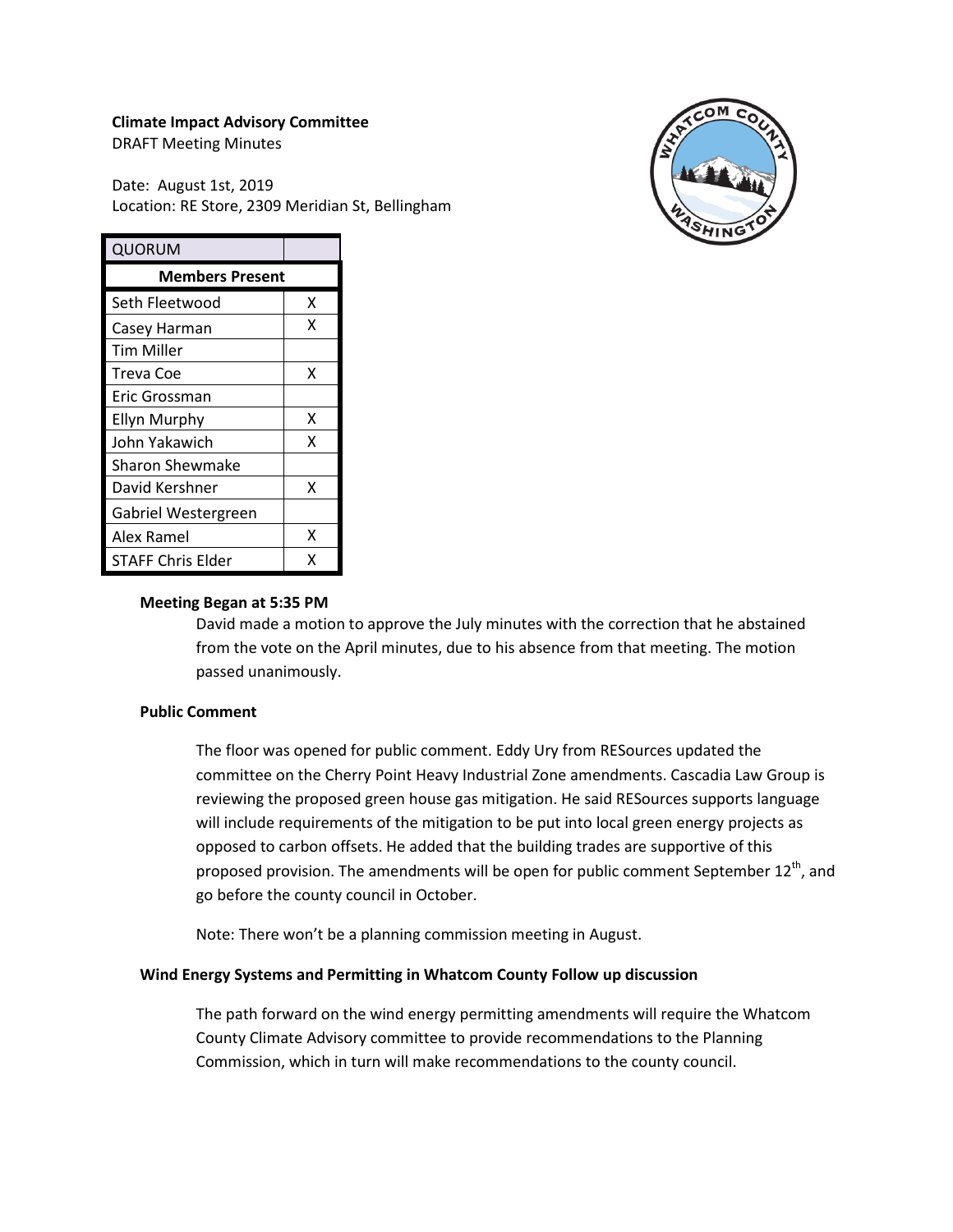**Climate Impact Advisory Committee**

DRAFT Meeting Minutes

Date: August 1st, 2019

Location: RE Store, 2309 Meridian St, Bellingham

| QUORUM | |
|---|---|
| **Members Present** | |
| Seth Fleetwood | X |
| Casey Harman | X |
| Tim Miller | |
| Treva Coe | X |
| Eric Grossman | |
| Ellyn Murphy | X |
| John Yakawich | X |
| Sharon Shewmake | |
| David Kershner | X |
| Gabriel Westergreen | |
| Alex Ramel | X |
| STAFF Chris Elder | X |

**Meeting Began at 5:35 PM**

David made a motion to approve the July minutes with the correction that he abstained from the vote on the April minutes, due to his absence from that meeting. The motion passed unanimously.

**Public Comment**

The floor was opened for public comment. Eddy Ury from RESources updated the committee on the Cherry Point Heavy Industrial Zone amendments. Cascadia Law Group is reviewing the proposed green house gas mitigation. He said RESources supports language will include requirements of the mitigation to be put into local green energy projects as opposed to carbon offsets. He added that the building trades are supportive of this proposed provision. The amendments will be open for public comment September 12th, and go before the county council in October.

Note: There won't be a planning commission meeting in August.

**Wind Energy Systems and Permitting in Whatcom County Follow up discussion**

The path forward on the wind energy permitting amendments will require the Whatcom County Climate Advisory committee to provide recommendations to the Planning Commission, which in turn will make recommendations to the county council.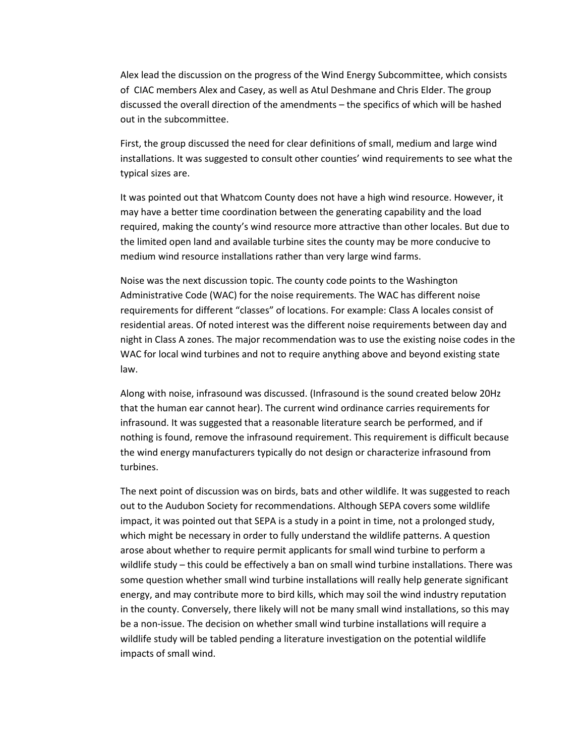Alex lead the discussion on the progress of the Wind Energy Subcommittee, which consists of CIAC members Alex and Casey, as well as Atul Deshmane and Chris Elder. The group discussed the overall direction of the amendments – the specifics of which will be hashed out in the subcommittee.

First, the group discussed the need for clear definitions of small, medium and large wind installations. It was suggested to consult other counties' wind requirements to see what the typical sizes are.

It was pointed out that Whatcom County does not have a high wind resource. However, it may have a better time coordination between the generating capability and the load required, making the county's wind resource more attractive than other locales. But due to the limited open land and available turbine sites the county may be more conducive to medium wind resource installations rather than very large wind farms.

Noise was the next discussion topic. The county code points to the Washington Administrative Code (WAC) for the noise requirements. The WAC has different noise requirements for different "classes" of locations. For example: Class A locales consist of residential areas. Of noted interest was the different noise requirements between day and night in Class A zones. The major recommendation was to use the existing noise codes in the WAC for local wind turbines and not to require anything above and beyond existing state law.

Along with noise, infrasound was discussed. (Infrasound is the sound created below 20Hz that the human ear cannot hear). The current wind ordinance carries requirements for infrasound. It was suggested that a reasonable literature search be performed, and if nothing is found, remove the infrasound requirement. This requirement is difficult because the wind energy manufacturers typically do not design or characterize infrasound from turbines.

The next point of discussion was on birds, bats and other wildlife. It was suggested to reach out to the Audubon Society for recommendations. Although SEPA covers some wildlife impact, it was pointed out that SEPA is a study in a point in time, not a prolonged study, which might be necessary in order to fully understand the wildlife patterns. A question arose about whether to require permit applicants for small wind turbine to perform a wildlife study – this could be effectively a ban on small wind turbine installations. There was some question whether small wind turbine installations will really help generate significant energy, and may contribute more to bird kills, which may soil the wind industry reputation in the county. Conversely, there likely will not be many small wind installations, so this may be a non-issue. The decision on whether small wind turbine installations will require a wildlife study will be tabled pending a literature investigation on the potential wildlife impacts of small wind.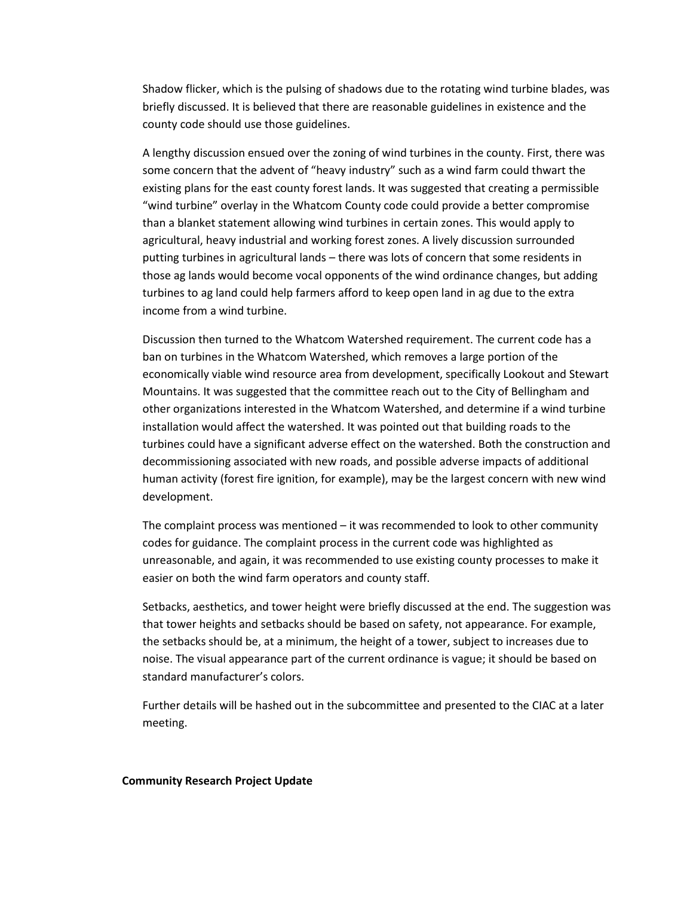Shadow flicker, which is the pulsing of shadows due to the rotating wind turbine blades, was briefly discussed. It is believed that there are reasonable guidelines in existence and the county code should use those guidelines.

A lengthy discussion ensued over the zoning of wind turbines in the county. First, there was some concern that the advent of "heavy industry" such as a wind farm could thwart the existing plans for the east county forest lands. It was suggested that creating a permissible "wind turbine" overlay in the Whatcom County code could provide a better compromise than a blanket statement allowing wind turbines in certain zones. This would apply to agricultural, heavy industrial and working forest zones. A lively discussion surrounded putting turbines in agricultural lands – there was lots of concern that some residents in those ag lands would become vocal opponents of the wind ordinance changes, but adding turbines to ag land could help farmers afford to keep open land in ag due to the extra income from a wind turbine.

Discussion then turned to the Whatcom Watershed requirement. The current code has a ban on turbines in the Whatcom Watershed, which removes a large portion of the economically viable wind resource area from development, specifically Lookout and Stewart Mountains. It was suggested that the committee reach out to the City of Bellingham and other organizations interested in the Whatcom Watershed, and determine if a wind turbine installation would affect the watershed. It was pointed out that building roads to the turbines could have a significant adverse effect on the watershed. Both the construction and decommissioning associated with new roads, and possible adverse impacts of additional human activity (forest fire ignition, for example), may be the largest concern with new wind development.

The complaint process was mentioned – it was recommended to look to other community codes for guidance. The complaint process in the current code was highlighted as unreasonable, and again, it was recommended to use existing county processes to make it easier on both the wind farm operators and county staff.

Setbacks, aesthetics, and tower height were briefly discussed at the end. The suggestion was that tower heights and setbacks should be based on safety, not appearance. For example, the setbacks should be, at a minimum, the height of a tower, subject to increases due to noise. The visual appearance part of the current ordinance is vague; it should be based on standard manufacturer's colors.

Further details will be hashed out in the subcommittee and presented to the CIAC at a later meeting.

**Community Research Project Update**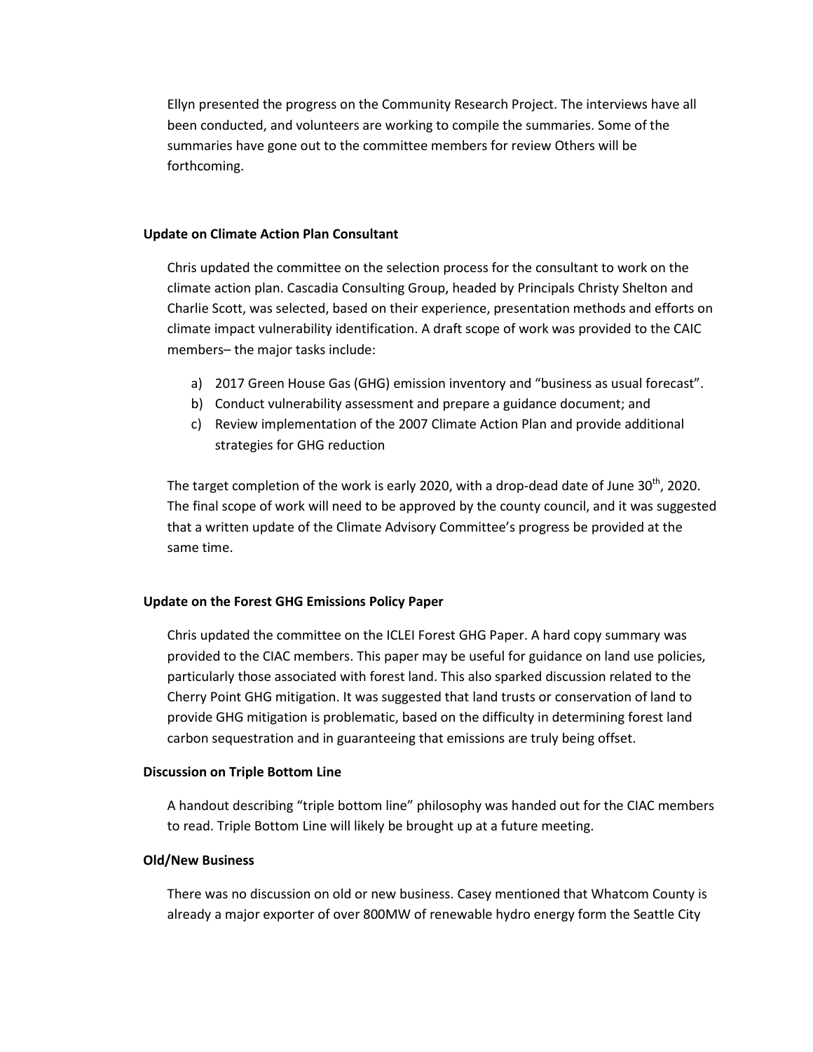Ellyn presented the progress on the Community Research Project. The interviews have all been conducted, and volunteers are working to compile the summaries. Some of the summaries have gone out to the committee members for review Others will be forthcoming.

**Update on Climate Action Plan Consultant**

Chris updated the committee on the selection process for the consultant to work on the climate action plan. Cascadia Consulting Group, headed by Principals Christy Shelton and Charlie Scott, was selected, based on their experience, presentation methods and efforts on climate impact vulnerability identification. A draft scope of work was provided to the CAIC members– the major tasks include:

a) 2017 Green House Gas (GHG) emission inventory and "business as usual forecast".
b) Conduct vulnerability assessment and prepare a guidance document; and
c) Review implementation of the 2007 Climate Action Plan and provide additional strategies for GHG reduction

The target completion of the work is early 2020, with a drop-dead date of June 30th, 2020. The final scope of work will need to be approved by the county council, and it was suggested that a written update of the Climate Advisory Committee's progress be provided at the same time.

**Update on the Forest GHG Emissions Policy Paper**

Chris updated the committee on the ICLEI Forest GHG Paper. A hard copy summary was provided to the CIAC members. This paper may be useful for guidance on land use policies, particularly those associated with forest land. This also sparked discussion related to the Cherry Point GHG mitigation. It was suggested that land trusts or conservation of land to provide GHG mitigation is problematic, based on the difficulty in determining forest land carbon sequestration and in guaranteeing that emissions are truly being offset.

**Discussion on Triple Bottom Line**

A handout describing "triple bottom line" philosophy was handed out for the CIAC members to read. Triple Bottom Line will likely be brought up at a future meeting.

**Old/New Business**

There was no discussion on old or new business. Casey mentioned that Whatcom County is already a major exporter of over 800MW of renewable hydro energy form the Seattle City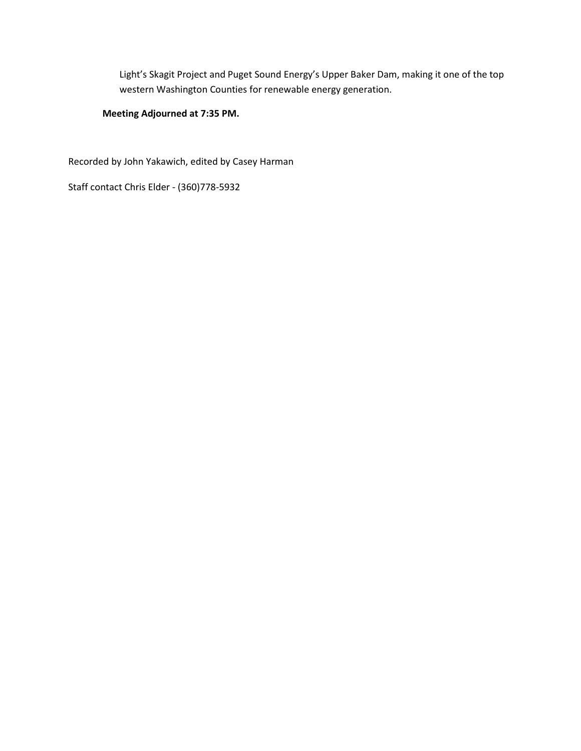Light's Skagit Project and Puget Sound Energy's Upper Baker Dam, making it one of the top western Washington Counties for renewable energy generation.

**Meeting Adjourned at 7:35 PM.**

Recorded by John Yakawich, edited by Casey Harman

Staff contact Chris Elder - (360)778-5932